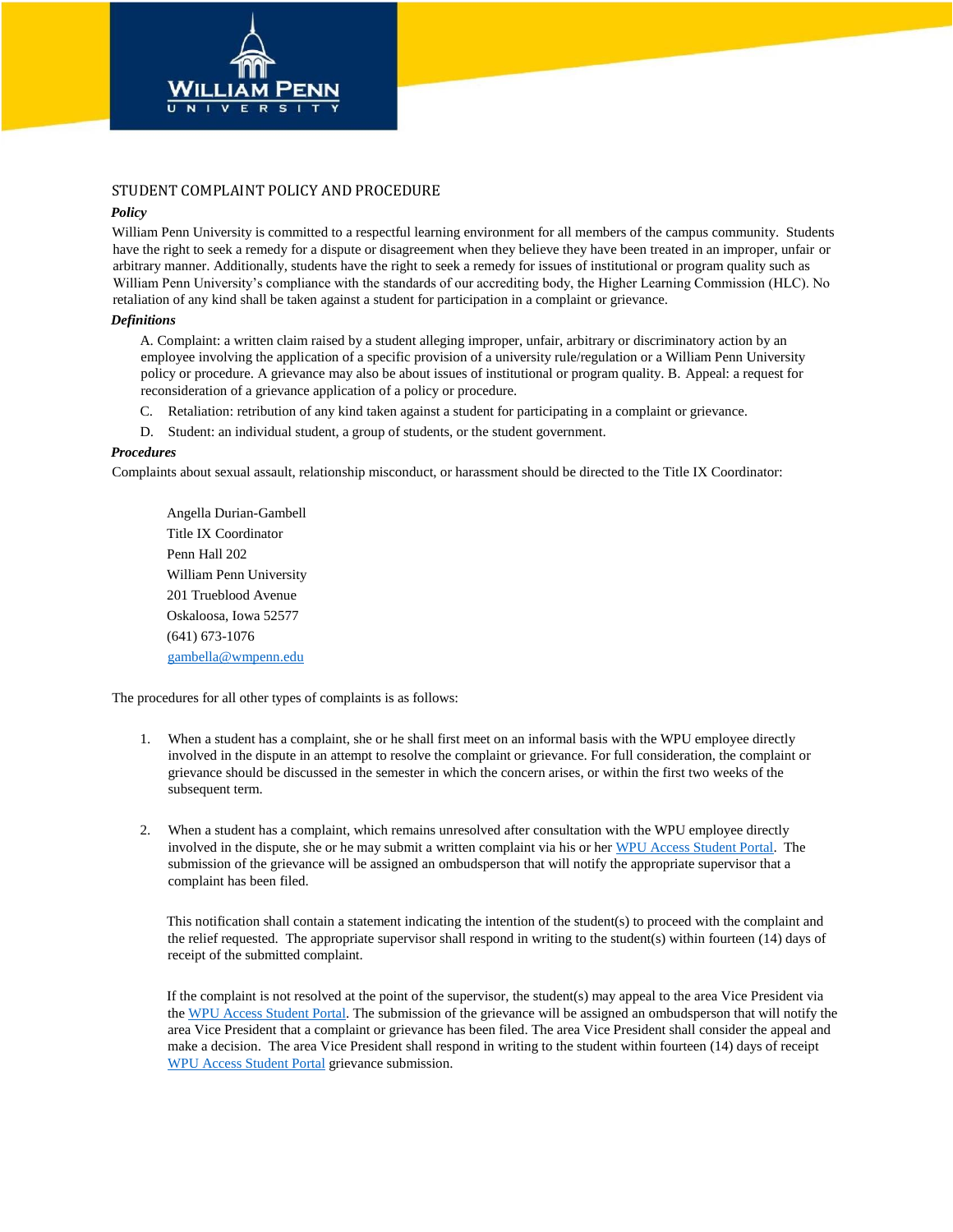# STUDENT COMPLAINT POLICY AND PROCEDURE

### *Policy*

William Penn University is committed to a respectful learning environment for all members of the campus community. Students have the right to seek a remedy for a dispute or disagreement when they believe they have been treated in an improper, unfair or arbitrary manner. Additionally, students have the right to seek a remedy for issues of institutional or program quality such as William Penn University's compliance with the standards of our accrediting body, the Higher Learning Commission (HLC). No retaliation of any kind shall be taken against a student for participation in a complaint or grievance.

### *Definitions*

A. Complaint: a written claim raised by a student alleging improper, unfair, arbitrary or discriminatory action by an employee involving the application of a specific provision of a university rule/regulation or a William Penn University policy or procedure. A grievance may also be about issues of institutional or program quality. B. Appeal: a request for reconsideration of a grievance application of a policy or procedure.

C. Retaliation: retribution of any kind taken against a student for participating in a complaint or grievance.

D. Student: an individual student, a group of students, or the student government.

### *Procedures*

Complaints about sexual assault, relationship misconduct, or harassment should be directed to the Title IX Coordinator:

Angella Durian-Gambell  
Title IX Coordinator  
Penn Hall 202  
William Penn University  
201 Trueblood Avenue  
Oskaloosa, Iowa 52577  
(641) 673-1076  
gambella@wmpenn.edu

The procedures for all other types of complaints is as follows:

1. When a student has a complaint, she or he shall first meet on an informal basis with the WPU employee directly involved in the dispute in an attempt to resolve the complaint or grievance. For full consideration, the complaint or grievance should be discussed in the semester in which the concern arises, or within the first two weeks of the subsequent term.

2. When a student has a complaint, which remains unresolved after consultation with the WPU employee directly involved in the dispute, she or he may submit a written complaint via his or her WPU Access Student Portal. The submission of the grievance will be assigned an ombudsperson that will notify the appropriate supervisor that a complaint has been filed.

   This notification shall contain a statement indicating the intention of the student(s) to proceed with the complaint and the relief requested. The appropriate supervisor shall respond in writing to the student(s) within fourteen (14) days of receipt of the submitted complaint.

   If the complaint is not resolved at the point of the supervisor, the student(s) may appeal to the area Vice President via the WPU Access Student Portal. The submission of the grievance will be assigned an ombudsperson that will notify the area Vice President that a complaint or grievance has been filed. The area Vice President shall consider the appeal and make a decision. The area Vice President shall respond in writing to the student within fourteen (14) days of receipt WPU Access Student Portal grievance submission.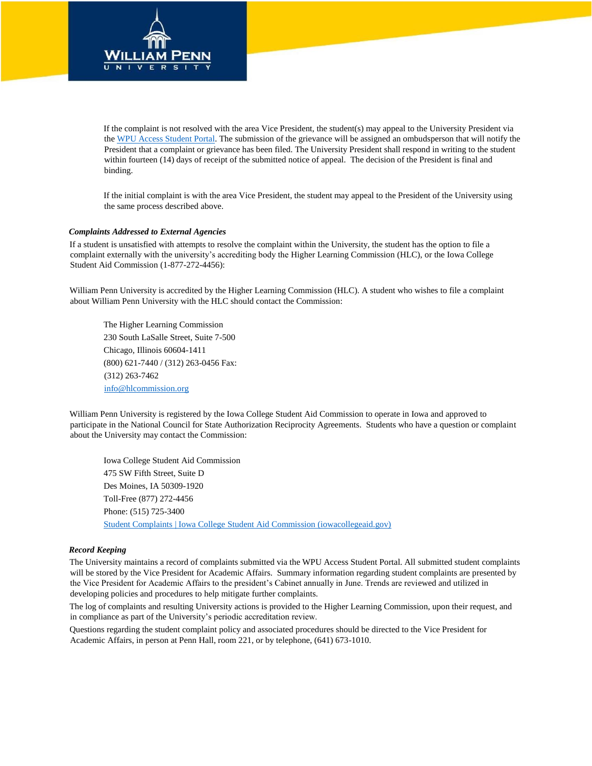If the complaint is not resolved with the area Vice President, the student(s) may appeal to the University President via the [WPU Access Student Portal](). The submission of the grievance will be assigned an ombudsperson that will notify the President that a complaint or grievance has been filed. The University President shall respond in writing to the student within fourteen (14) days of receipt of the submitted notice of appeal. The decision of the President is final and binding.

If the initial complaint is with the area Vice President, the student may appeal to the President of the University using the same process described above.

***Complaints Addressed to External Agencies***

If a student is unsatisfied with attempts to resolve the complaint within the University, the student has the option to file a complaint externally with the university's accrediting body the Higher Learning Commission (HLC), or the Iowa College Student Aid Commission (1-877-272-4456):

William Penn University is accredited by the Higher Learning Commission (HLC). A student who wishes to file a complaint about William Penn University with the HLC should contact the Commission:

The Higher Learning Commission
230 South LaSalle Street, Suite 7-500
Chicago, Illinois 60604-1411
(800) 621-7440 / (312) 263-0456 Fax:
(312) 263-7462
info@hlcommission.org

William Penn University is registered by the Iowa College Student Aid Commission to operate in Iowa and approved to participate in the National Council for State Authorization Reciprocity Agreements. Students who have a question or complaint about the University may contact the Commission:

Iowa College Student Aid Commission
475 SW Fifth Street, Suite D
Des Moines, IA 50309-1920
Toll-Free (877) 272-4456
Phone: (515) 725-3400
[Student Complaints | Iowa College Student Aid Commission (iowacollegeaid.gov)]()

***Record Keeping***

The University maintains a record of complaints submitted via the WPU Access Student Portal. All submitted student complaints will be stored by the Vice President for Academic Affairs. Summary information regarding student complaints are presented by the Vice President for Academic Affairs to the president's Cabinet annually in June. Trends are reviewed and utilized in developing policies and procedures to help mitigate further complaints.

The log of complaints and resulting University actions is provided to the Higher Learning Commission, upon their request, and in compliance as part of the University's periodic accreditation review.

Questions regarding the student complaint policy and associated procedures should be directed to the Vice President for Academic Affairs, in person at Penn Hall, room 221, or by telephone, (641) 673-1010.